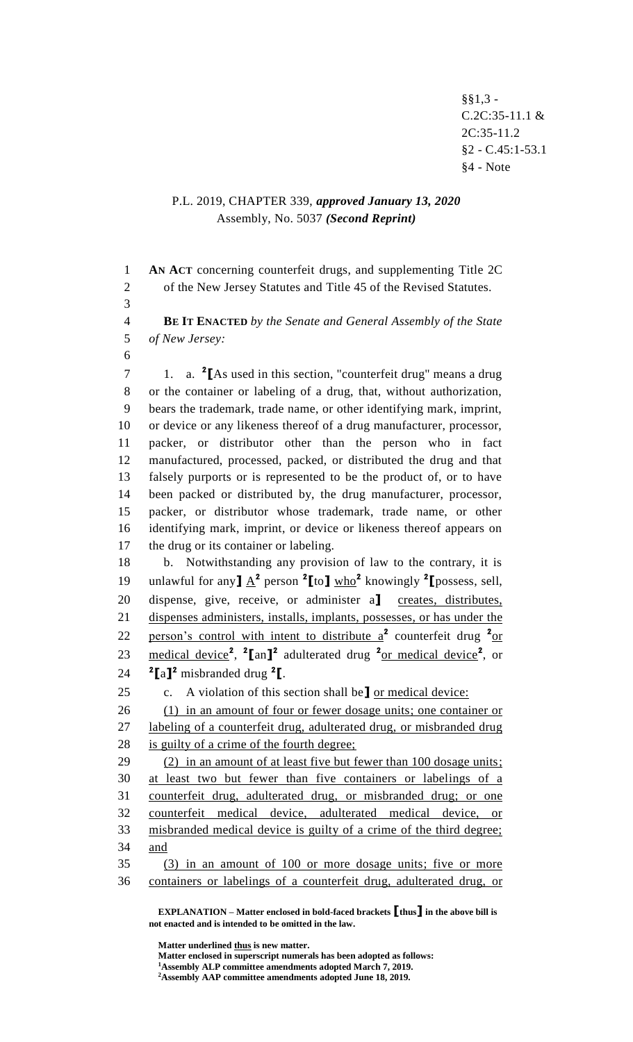§§1,3 -
C.2C:35-11.1 &
2C:35-11.2
§2 - C.45:1-53.1
§4 - Note

P.L. 2019, CHAPTER 339, ***approved January 13, 2020***
Assembly, No. 5037 ***(Second Reprint)***

**AN ACT** concerning counterfeit drugs, and supplementing Title 2C of the New Jersey Statutes and Title 45 of the Revised Statutes.

**BE IT ENACTED** *by the Senate and General Assembly of the State of New Jersey:*

1. a. [2]**[**As used in this section, "counterfeit drug" means a drug or the container or labeling of a drug, that, without authorization, bears the trademark, trade name, or other identifying mark, imprint, or device or any likeness thereof of a drug manufacturer, processor, packer, or distributor other than the person who in fact manufactured, processed, packed, or distributed the drug and that falsely purports or is represented to be the product of, or to have been packed or distributed by, the drug manufacturer, processor, packer, or distributor whose trademark, trade name, or other identifying mark, imprint, or device or likeness thereof appears on the drug or its container or labeling.

b. Notwithstanding any provision of law to the contrary, it is unlawful for any**]** A[2] person [2]**[**to**]** who[2] knowingly [2]**[**possess, sell, dispense, give, receive, or administer a**]** creates, distributes, dispenses administers, installs, implants, possesses, or has under the person's control with intent to distribute a[2] counterfeit drug [2]or medical device[2], [2]**[**an**]**[2] adulterated drug [2]or medical device[2], or [2]**[**a**]**[2] misbranded drug [2]**[**.

c. A violation of this section shall be**]** or medical device:

(1) in an amount of four or fewer dosage units; one container or labeling of a counterfeit drug, adulterated drug, or misbranded drug is guilty of a crime of the fourth degree;

(2) in an amount of at least five but fewer than 100 dosage units; at least two but fewer than five containers or labelings of a counterfeit drug, adulterated drug, or misbranded drug; or one counterfeit medical device, adulterated medical device, or misbranded medical device is guilty of a crime of the third degree; and

(3) in an amount of 100 or more dosage units; five or more containers or labelings of a counterfeit drug, adulterated drug, or

**EXPLANATION – Matter enclosed in bold-faced brackets [thus] in the above bill is not enacted and is intended to be omitted in the law.**

**Matter underlined thus is new matter.**
**Matter enclosed in superscript numerals has been adopted as follows:**
**[1]Assembly ALP committee amendments adopted March 7, 2019.**
**[2]Assembly AAP committee amendments adopted June 18, 2019.**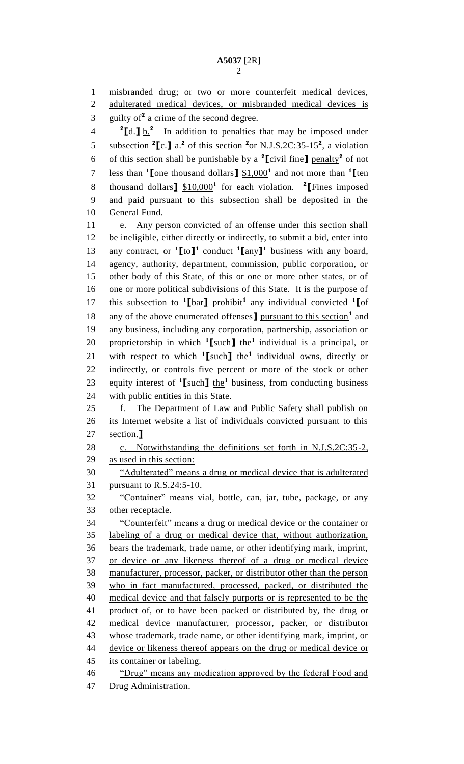misbranded drug; or two or more counterfeit medical devices, adulterated medical devices, or misbranded medical devices is guilty of[2] a crime of the second degree.

[2]⟦d.⟧ b.[2] In addition to penalties that may be imposed under subsection [2]⟦c.⟧ a.[2] of this section [2]or N.J.S.2C:35-15[2], a violation of this section shall be punishable by a [2]⟦civil fine⟧ penalty[2] of not less than [1]⟦one thousand dollars⟧ $1,000[1] and not more than [1]⟦ten thousand dollars⟧ $10,000[1] for each violation. [2]⟦Fines imposed and paid pursuant to this subsection shall be deposited in the General Fund.

e. Any person convicted of an offense under this section shall be ineligible, either directly or indirectly, to submit a bid, enter into any contract, or [1]⟦to⟧[1] conduct [1]⟦any⟧[1] business with any board, agency, authority, department, commission, public corporation, or other body of this State, of this or one or more other states, or of one or more political subdivisions of this State. It is the purpose of this subsection to [1]⟦bar⟧ prohibit[1] any individual convicted [1]⟦of any of the above enumerated offenses⟧ pursuant to this section[1] and any business, including any corporation, partnership, association or proprietorship in which [1]⟦such⟧ the[1] individual is a principal, or with respect to which [1]⟦such⟧ the[1] individual owns, directly or indirectly, or controls five percent or more of the stock or other equity interest of [1]⟦such⟧ the[1] business, from conducting business with public entities in this State.

f. The Department of Law and Public Safety shall publish on its Internet website a list of individuals convicted pursuant to this section.⟧

c. Notwithstanding the definitions set forth in N.J.S.2C:35-2, as used in this section:

"Adulterated" means a drug or medical device that is adulterated pursuant to R.S.24:5-10.

"Container" means vial, bottle, can, jar, tube, package, or any other receptacle.

"Counterfeit" means a drug or medical device or the container or labeling of a drug or medical device that, without authorization, bears the trademark, trade name, or other identifying mark, imprint, or device or any likeness thereof of a drug or medical device manufacturer, processor, packer, or distributor other than the person who in fact manufactured, processed, packed, or distributed the medical device and that falsely purports or is represented to be the product of, or to have been packed or distributed by, the drug or medical device manufacturer, processor, packer, or distributor whose trademark, trade name, or other identifying mark, imprint, or device or likeness thereof appears on the drug or medical device or its container or labeling.

"Drug" means any medication approved by the federal Food and Drug Administration.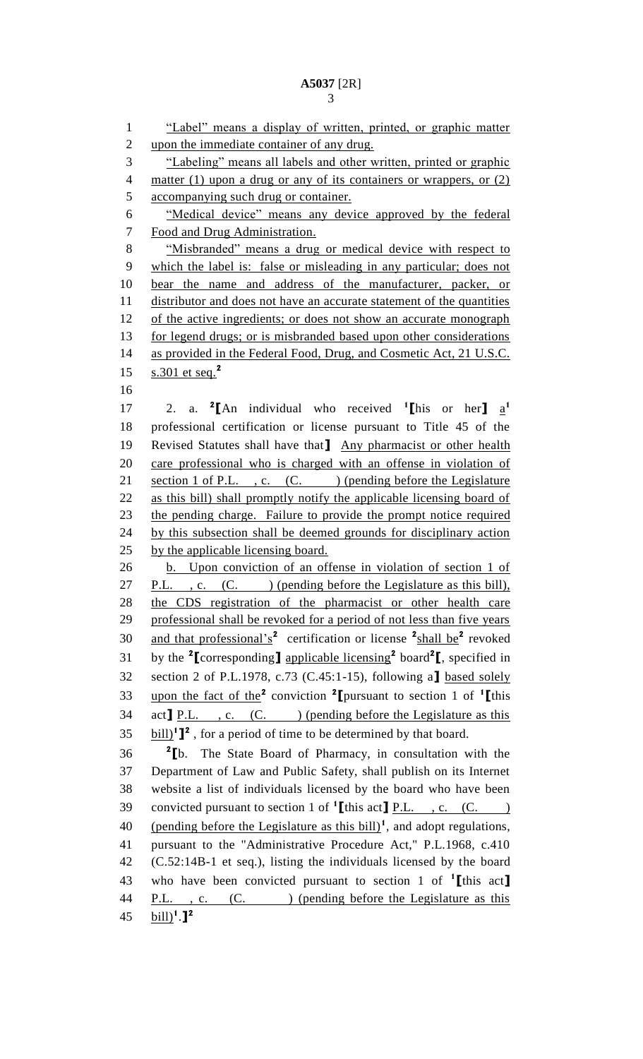"Label" means a display of written, printed, or graphic matter upon the immediate container of any drug.

"Labeling" means all labels and other written, printed or graphic matter (1) upon a drug or any of its containers or wrappers, or (2) accompanying such drug or container.

"Medical device" means any device approved by the federal Food and Drug Administration.

"Misbranded" means a drug or medical device with respect to which the label is: false or misleading in any particular; does not bear the name and address of the manufacturer, packer, or distributor and does not have an accurate statement of the quantities of the active ingredients; or does not show an accurate monograph for legend drugs; or is misbranded based upon other considerations as provided in the Federal Food, Drug, and Cosmetic Act, 21 U.S.C. s.301 et seq.[2]

2. a. [2]⟦An individual who received [1]⟦his or her⟧ a[1] professional certification or license pursuant to Title 45 of the Revised Statutes shall have that⟧ Any pharmacist or other health care professional who is charged with an offense in violation of section 1 of P.L. , c. (C. ) (pending before the Legislature as this bill) shall promptly notify the applicable licensing board of the pending charge. Failure to provide the prompt notice required by this subsection shall be deemed grounds for disciplinary action by the applicable licensing board.

b. Upon conviction of an offense in violation of section 1 of P.L. , c. (C. ) (pending before the Legislature as this bill), the CDS registration of the pharmacist or other health care professional shall be revoked for a period of not less than five years and that professional's[2] certification or license [2]shall be[2] revoked by the [2]⟦corresponding⟧ applicable licensing[2] board[2]⟦, specified in section 2 of P.L.1978, c.73 (C.45:1-15), following a⟧ based solely upon the fact of the[2] conviction [2]⟦pursuant to section 1 of [1]⟦this act⟧ P.L. , c. (C. ) (pending before the Legislature as this bill)[1]⟧[2] , for a period of time to be determined by that board.

[2]⟦b. The State Board of Pharmacy, in consultation with the Department of Law and Public Safety, shall publish on its Internet website a list of individuals licensed by the board who have been convicted pursuant to section 1 of [1]⟦this act⟧ P.L. , c. (C. ) (pending before the Legislature as this bill)[1], and adopt regulations, pursuant to the "Administrative Procedure Act," P.L.1968, c.410 (C.52:14B-1 et seq.), listing the individuals licensed by the board who have been convicted pursuant to section 1 of [1]⟦this act⟧ P.L. , c. (C. ) (pending before the Legislature as this bill)[1].⟧[2]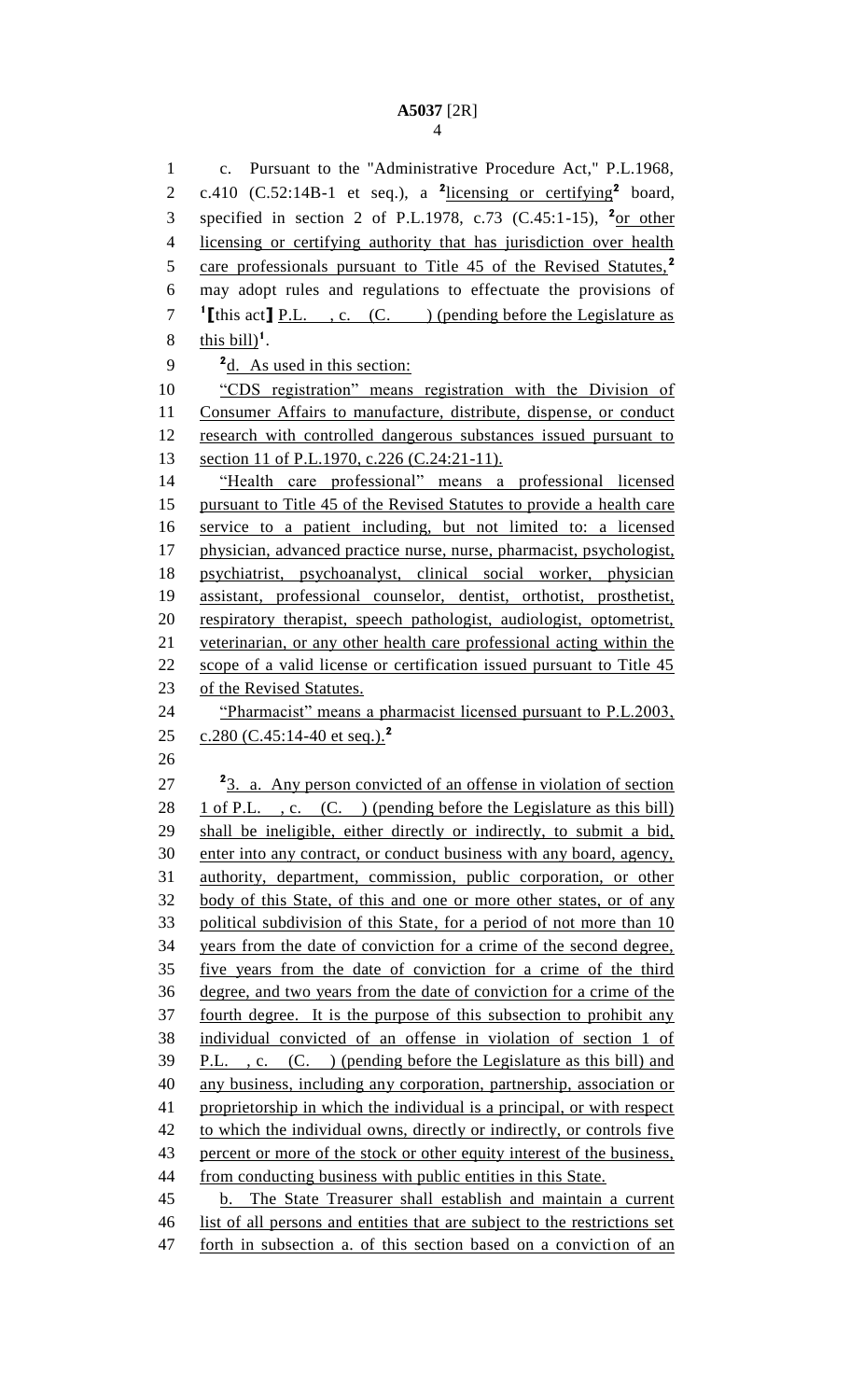c. Pursuant to the "Administrative Procedure Act," P.L.1968, c.410 (C.52:14B-1 et seq.), a [2]licensing or certifying[2] board, specified in section 2 of P.L.1978, c.73 (C.45:1-15), [2]or other licensing or certifying authority that has jurisdiction over health care professionals pursuant to Title 45 of the Revised Statutes,[2] may adopt rules and regulations to effectuate the provisions of [1][this act] P.L. , c. (C. ) (pending before the Legislature as this bill)[1].

[2]d. As used in this section:

"CDS registration" means registration with the Division of Consumer Affairs to manufacture, distribute, dispense, or conduct research with controlled dangerous substances issued pursuant to section 11 of P.L.1970, c.226 (C.24:21-11).

"Health care professional" means a professional licensed pursuant to Title 45 of the Revised Statutes to provide a health care service to a patient including, but not limited to: a licensed physician, advanced practice nurse, nurse, pharmacist, psychologist, psychiatrist, psychoanalyst, clinical social worker, physician assistant, professional counselor, dentist, orthotist, prosthetist, respiratory therapist, speech pathologist, audiologist, optometrist, veterinarian, or any other health care professional acting within the scope of a valid license or certification issued pursuant to Title 45 of the Revised Statutes.

"Pharmacist" means a pharmacist licensed pursuant to P.L.2003, c.280 (C.45:14-40 et seq.).[2]

[2]3. a. Any person convicted of an offense in violation of section 1 of P.L. , c. (C. ) (pending before the Legislature as this bill) shall be ineligible, either directly or indirectly, to submit a bid, enter into any contract, or conduct business with any board, agency, authority, department, commission, public corporation, or other body of this State, of this and one or more other states, or of any political subdivision of this State, for a period of not more than 10 years from the date of conviction for a crime of the second degree, five years from the date of conviction for a crime of the third degree, and two years from the date of conviction for a crime of the fourth degree. It is the purpose of this subsection to prohibit any individual convicted of an offense in violation of section 1 of P.L. , c. (C. ) (pending before the Legislature as this bill) and any business, including any corporation, partnership, association or proprietorship in which the individual is a principal, or with respect to which the individual owns, directly or indirectly, or controls five percent or more of the stock or other equity interest of the business, from conducting business with public entities in this State.

b. The State Treasurer shall establish and maintain a current list of all persons and entities that are subject to the restrictions set forth in subsection a. of this section based on a conviction of an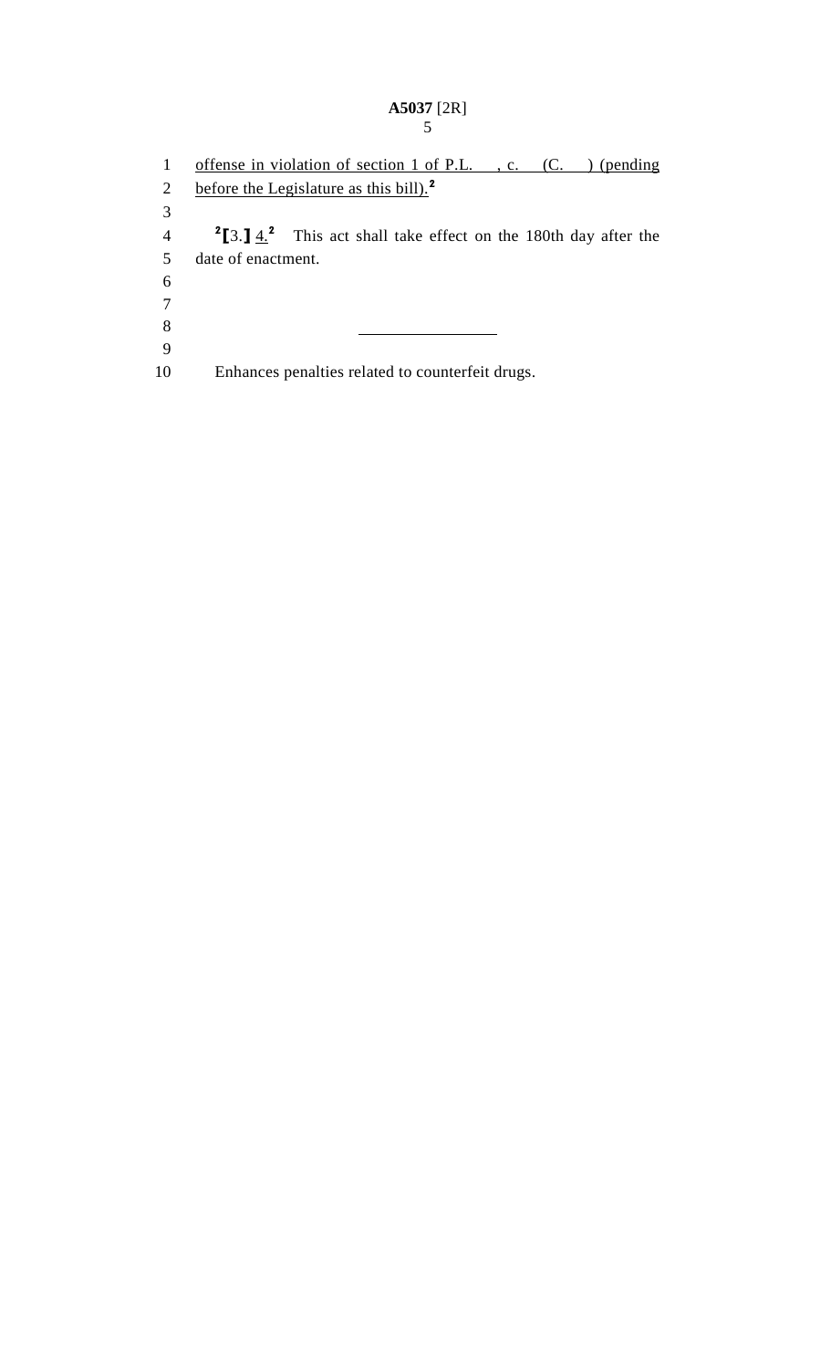offense in violation of section 1 of P.L. , c. (C. ) (pending before the Legislature as this bill).[2]

[2][3.] 4.[2] This act shall take effect on the 180th day after the date of enactment.

---

Enhances penalties related to counterfeit drugs.